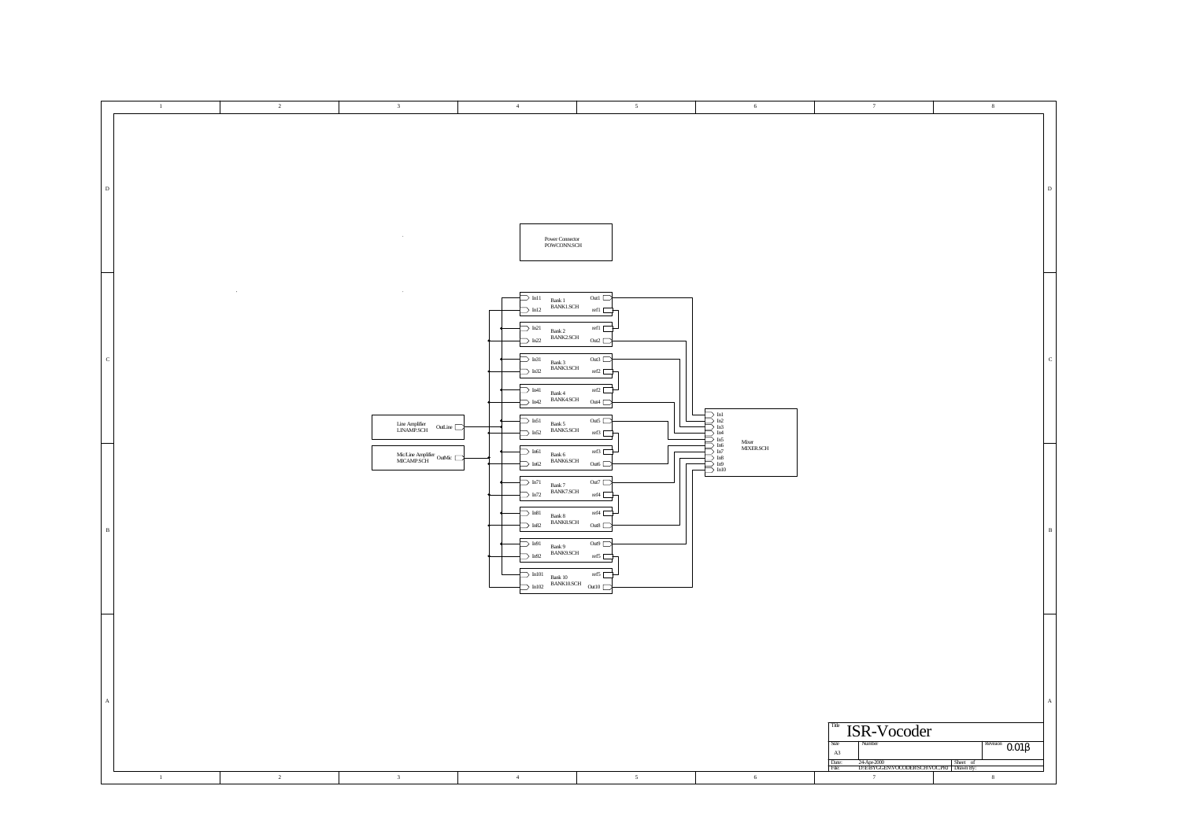Power Connector
POWCONN.SCH

Line Amplifier
LINAMP.SCH
OutLine

Mic/Line Amplifier
MICAMP.SCH
OutMic

| Block | Inputs | Outputs |
|---|---|---|
| Bank 1 BANK1.SCH | In11, In12 | Out1, ref1 |
| Bank 2 BANK2.SCH | In21, In22 | ref1, Out2 |
| Bank 3 BANK3.SCH | In31, In32 | Out3, ref2 |
| Bank 4 BANK4.SCH | In41, In42 | ref2, Out4 |
| Bank 5 BANK5.SCH | In51, In52 | Out5, ref3 |
| Bank 6 BANK6.SCH | In61, In62 | ref3, Out6 |
| Bank 7 BANK7.SCH | In71, In72 | Out7, ref4 |
| Bank 8 BANK8.SCH | In81, In82 | ref4, Out8 |
| Bank 9 BANK9.SCH | In91, In92 | Out9, ref5 |
| Bank 10 BANK10.SCH | In101, In102 | ref5, Out10 |

Mixer
MIXER.SCH
In1, In2, In3, In4, In5, In6, In7, In8, In9, In10

| | |
|---|---|
| Title | ISR-Vocoder |
| Size | A3 |
| Number | |
| Revision | 0.01β |
| Date: | 24-Apr-2000 |
| File: | D:\EBYGGEN\VOCODER\SCH\VOC.PRJ |
| Sheet of | |
| Drawn By: | |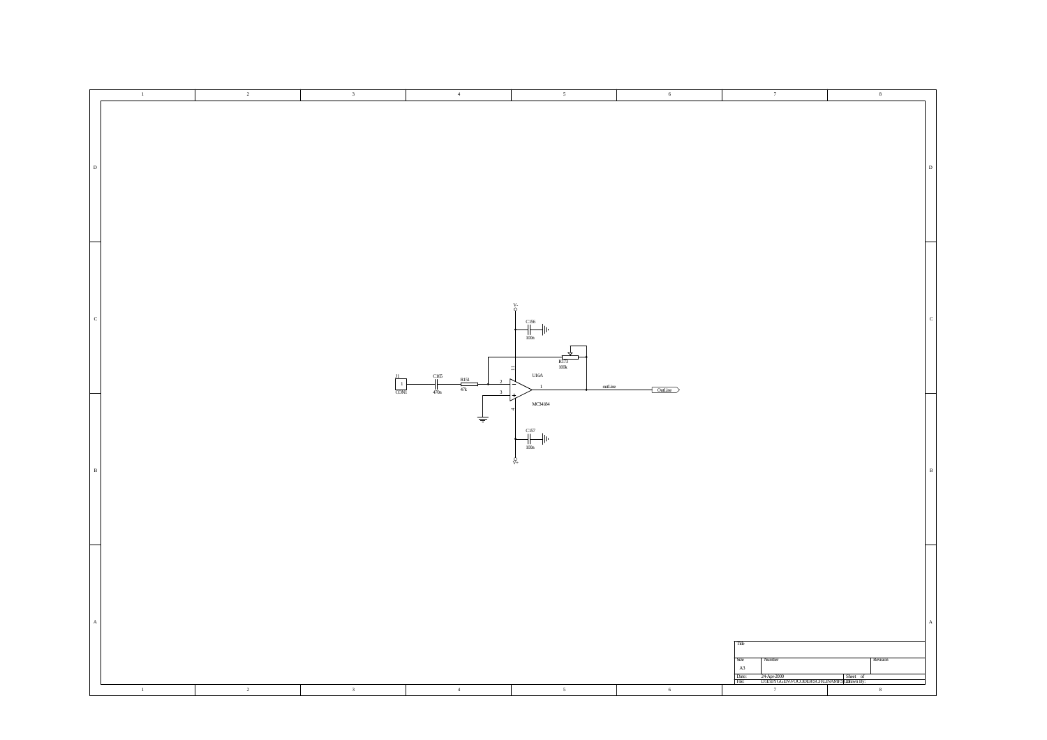V-

C156
100n

R173
100k

U16A

J1
1
CON1

C165
470n

R151
47k

2
3
1
11
4

MC34184

outLine

OutLine

C157
100n

V+

| Title | | |
|---|---|---|
| Size | Number | Revision |
| A3 | | |
| Date: | 24-Apr-2000 | Sheet of |
| File: | D:\EBYGGEN\VOCODER\SCH\LINAMP.Sch | Drawn By: |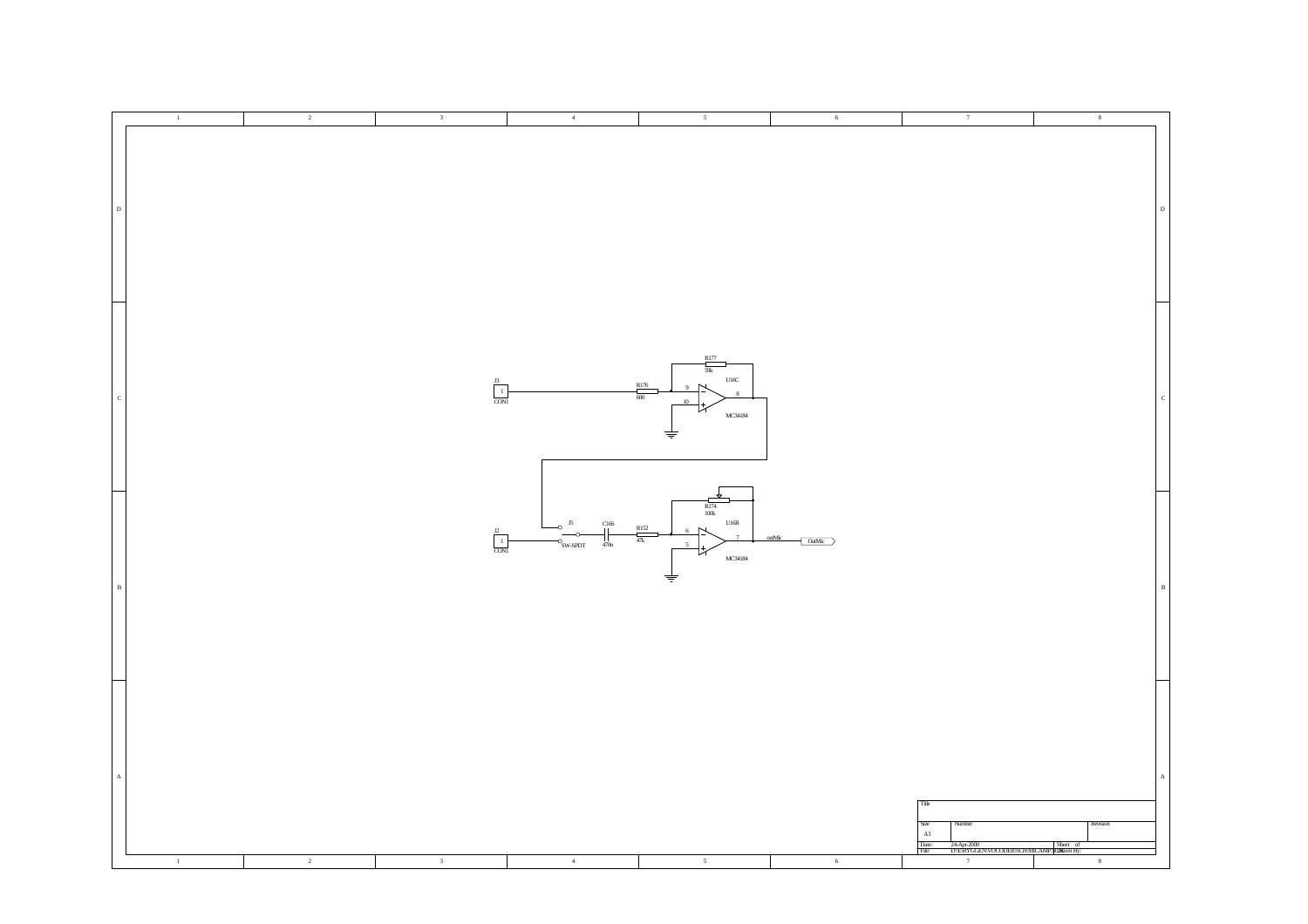J3
1
CON1

R176
600

R177
59k

U16C

9
10
8

MC34184

J2
1
CON1

J5
SW-SPDT

C166
470n

R152
47k

R174
100k

U16B

6
5
7

MC34184

outMic

OutMic

| Title | | |
|---|---|---|
| Size | Number | Revision |
| A3 | | |
| Date: | 24-Apr-2000 | Sheet of |
| File: | D:\EBYGGEN\VOCODER\SCH\MICAMP.SCH | Drawn By: |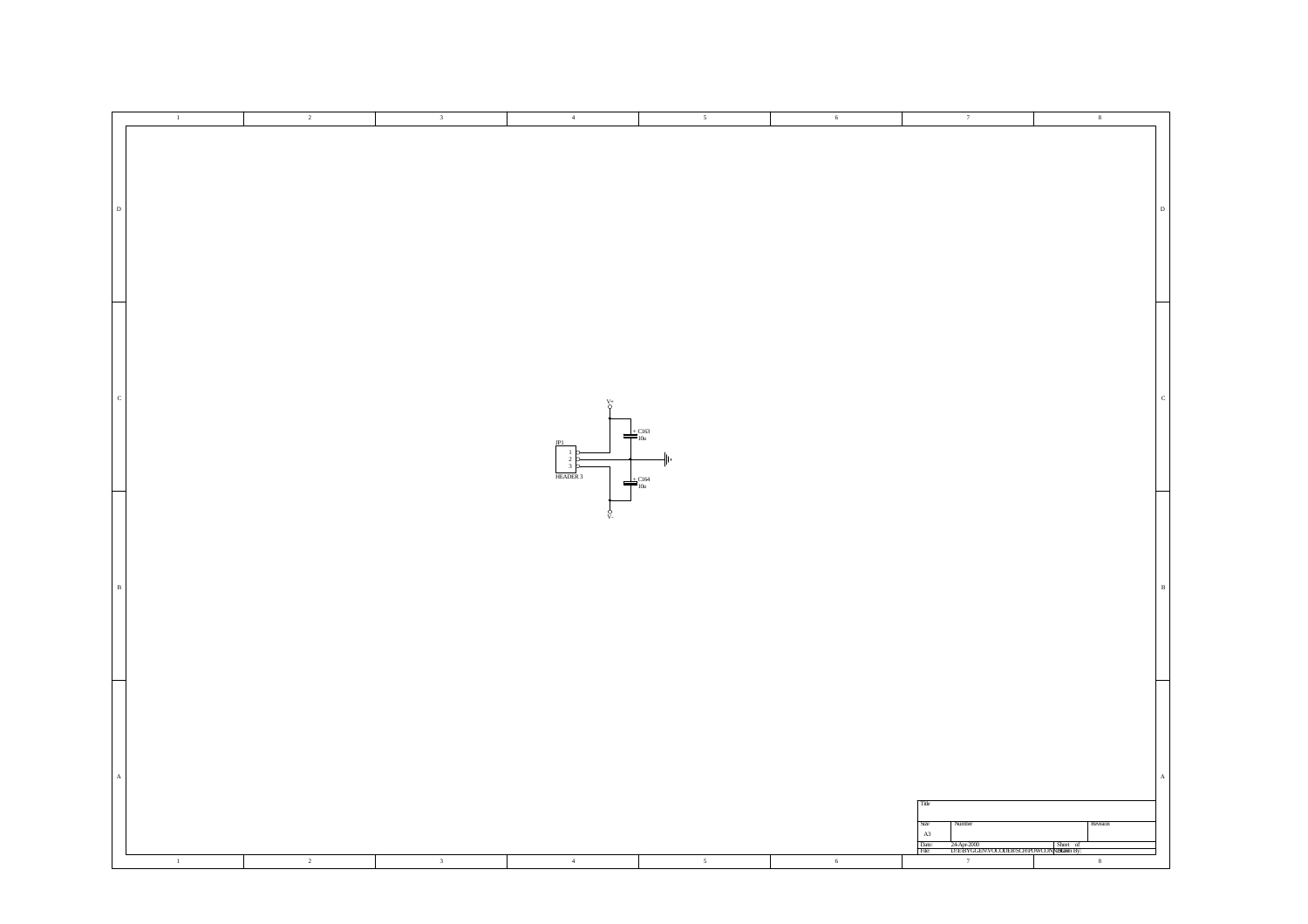V+

C163
10u

JP1

1
2
3

HEADER 3

C164
10u

V-

| Title | | |
| --- | --- | --- |
| Size | Number | Revision |
| A3 | | |
| Date: 24-Apr-2000 | Sheet of | |
| File: D:\EBYGGEN\VOCODER\SCH\POWCON.Sch | Drawn By: | |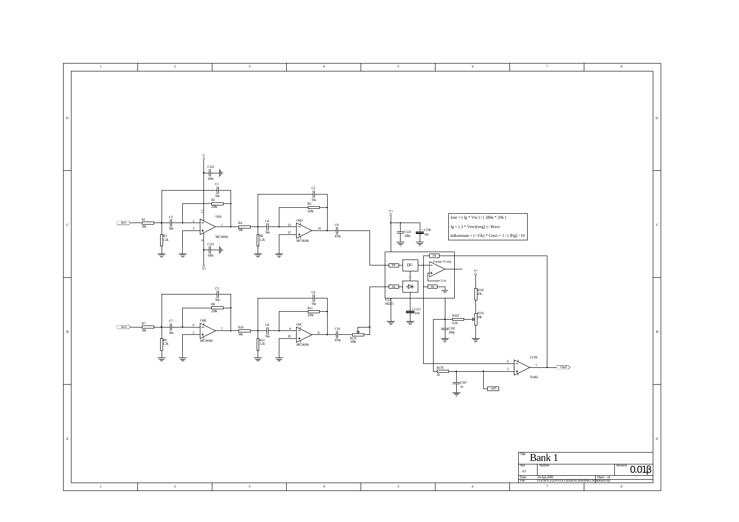Iout = ( Ig * Vin ) / ( 280u * 20k )

Ig = ( 2 * Vrect[avg] ) / Rrect

tidkonstant = (~15k) * Crect = 1 / ( f[Ig] ) / 10

| Title | Bank 1 | | |
|---|---|---|---|
| Size | Number | | Revision |
| A3 | | | 0.01β |
| Date: | 24-Apr-2000 | Sheet of | |
| File: | D:\EBYGGE\VOCODER\SCH\BANK1.SCH | Drawn By: | |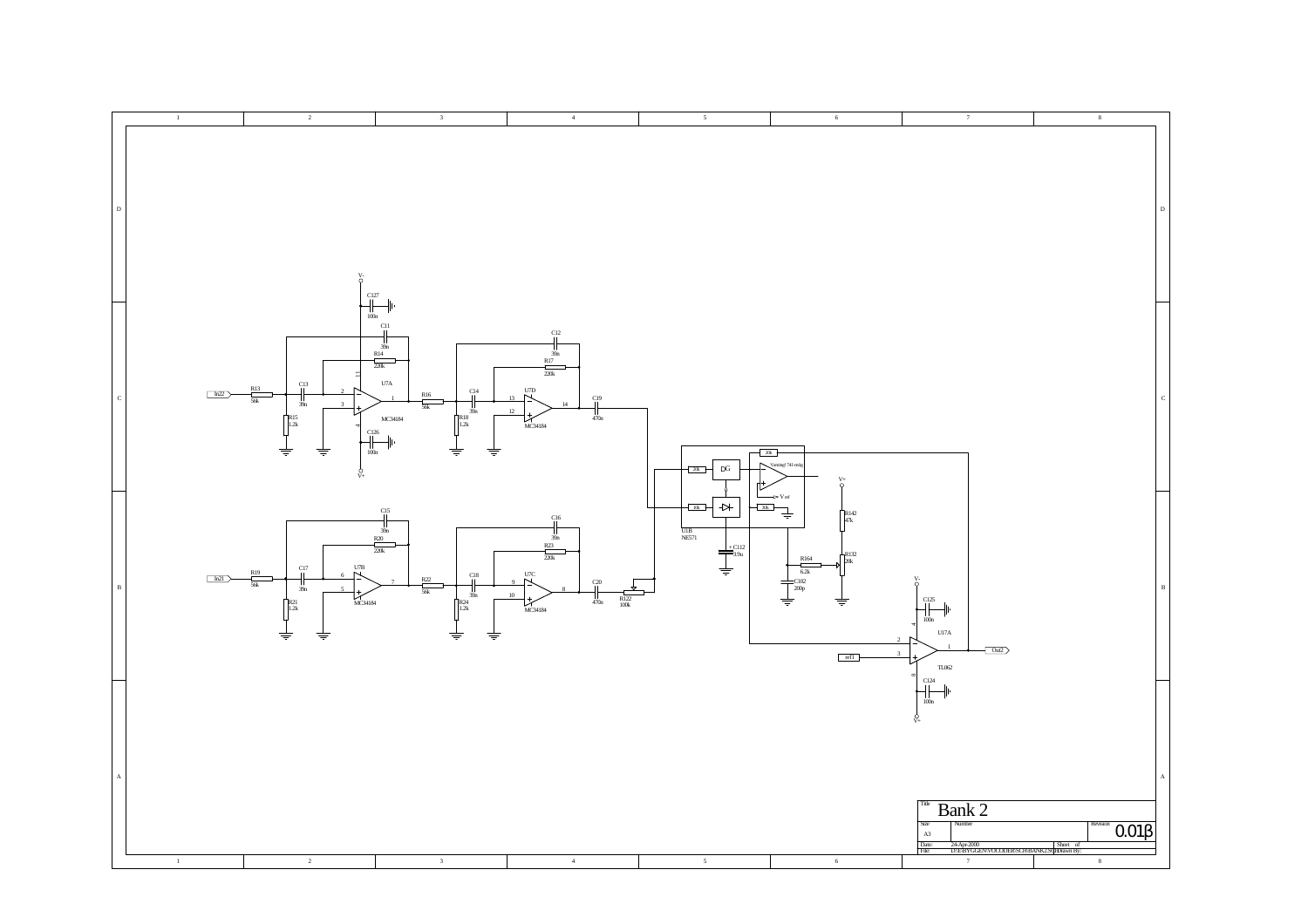V-

C127
100n

C11
39n

R14
220k

U7A

R13
56k

C13
39n

R15
1.2k

MC34184

C126
100n

V+

In22

C12
39n

R17
220k

R16
56k

C14
39n

U7D

R18
1.2k

MC34184

C19
470n

20k

20k

ΔG

Vanting! 741-indg

V+

Vref

20k

20k

U1B
NE571

C112
10u

R142
47k

R164
6.2k

R132
20k

C102
200p

C15
39n

R20
220k

R19
56k

C17
39n

U7B

R21
1.2k

MC34184

In21

C16
39n

R23
220k

R22
56k

C18
39n

U7C

R24
1.2k

MC34184

C20
470n

R122
100k

V-

C125
100n

U17A

ref1

TL062

C124
100n

V+

Out2

| Title | Bank 2 | | |
|---|---|---|---|
| Size A3 | Number | | Revision 0.01β |
| Date: | 24-Apr-2000 | Sheet of | |
| File: | D:\EEBYGGEN\VOCODER\SCH\BANK2.SCH | Drawn By: | |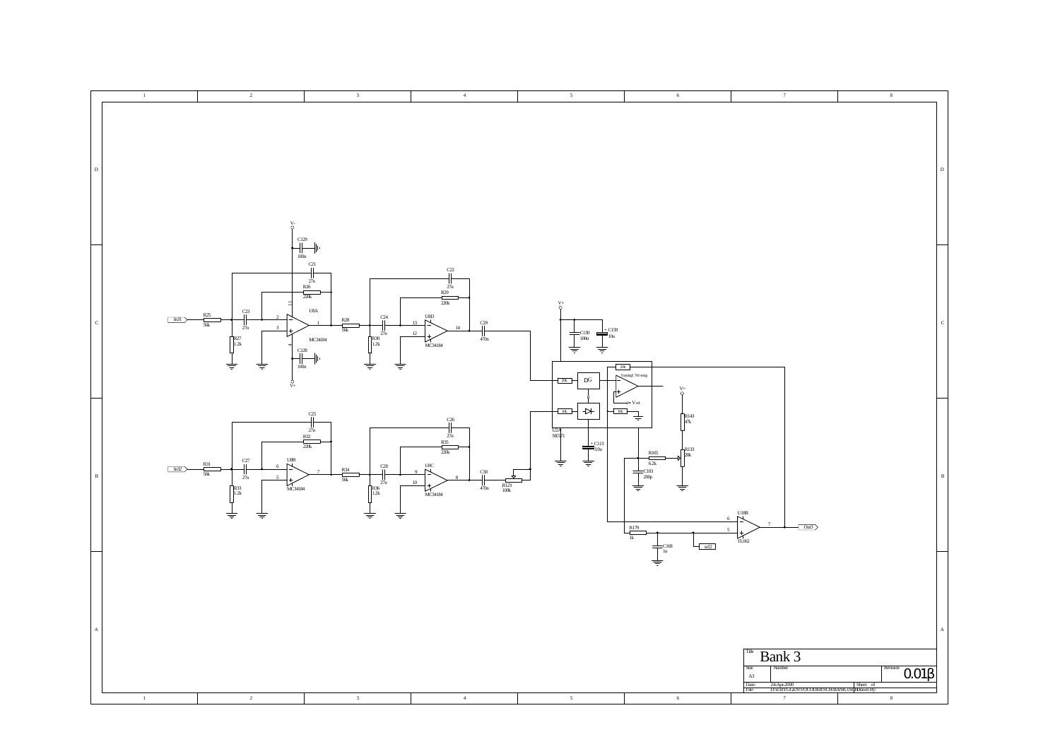| Title | Bank 3 | |
|---|---|---|
| Size | Number | Revision |
| A3 | | 0.01β |
| Date: | 24-Apr-2000 | Sheet of |
| File: | D:\EBHYGGE\VOCODER\SCH\BANK3.SCH | Drawn By: |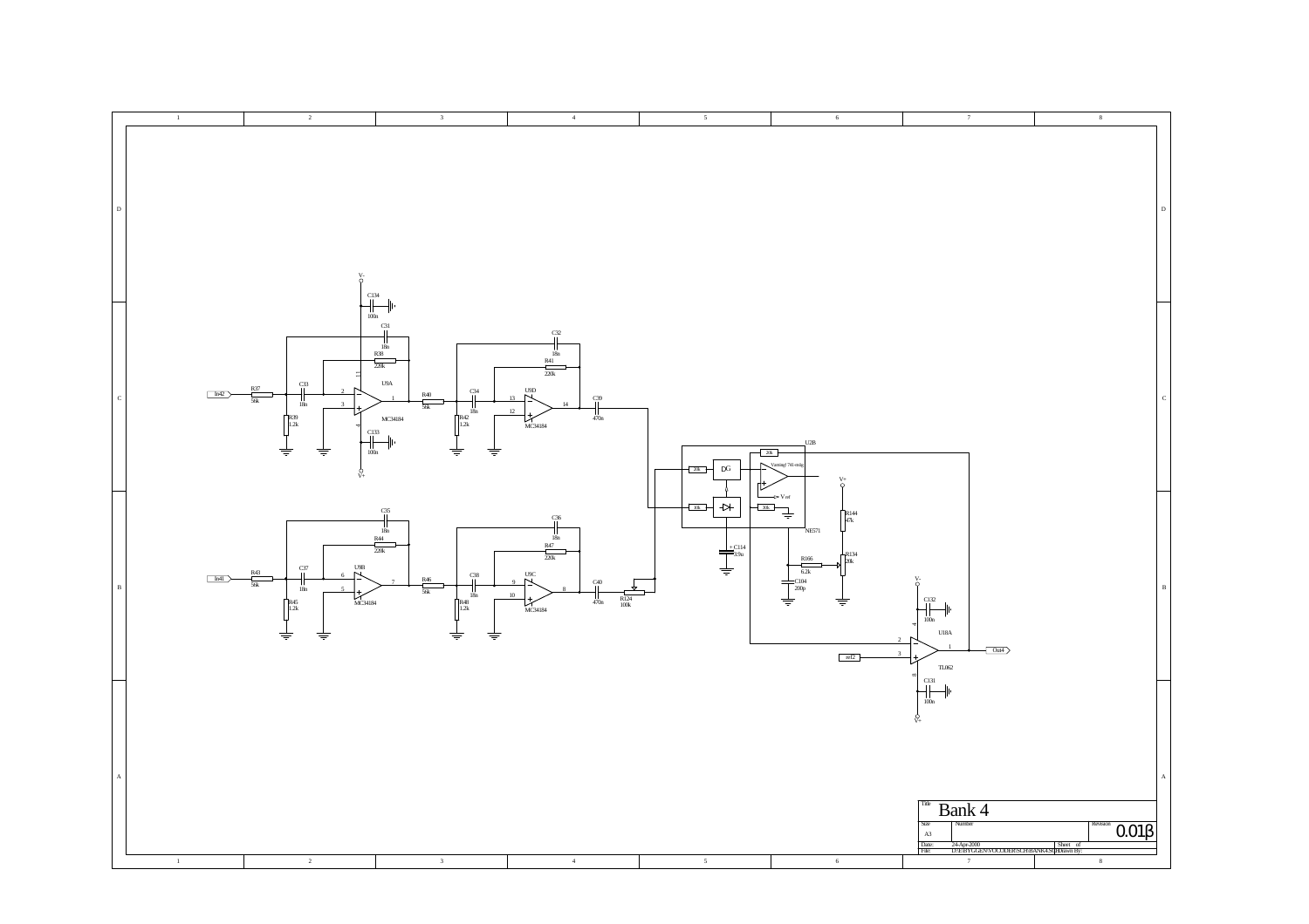# Bank 4

| Title | Bank 4 | | |
|---|---|---|---|
| Size | Number | | Revision |
| A3 | | | 0.01β |
| Date: | 24-Apr-2000 | Sheet of | |
| File: | D:\EBYGGE\VOCODER\SCH\BANK4.SCH | Drawn By: | |

In42, R37 56k, C33 18n, R39 1.2k, C31 18n, R38 220k, C134 100n, V-, U9A MC34184, C133 100n, V+, R40 56k, C34 18n, R42 1.2k, C32 18n, R41 220k, U9D MC34184, C39 470n

In41, R43 56k, C37 18n, R45 1.2k, C35 18n, R44 220k, U9B MC34184, R46 56k, C38 18n, R48 1.2k, C36 18n, R47 220k, U9C MC34184, C40 470n, R124 100k

U2B NE571, 20k, 10k, 20k, 20k, Vref, C114 10u, R166 6.2k, C104 200p, R144 47k, R134 20k, V+

U18A TL062, ref2, Out4, C132 100n, C131 100n, V-, V+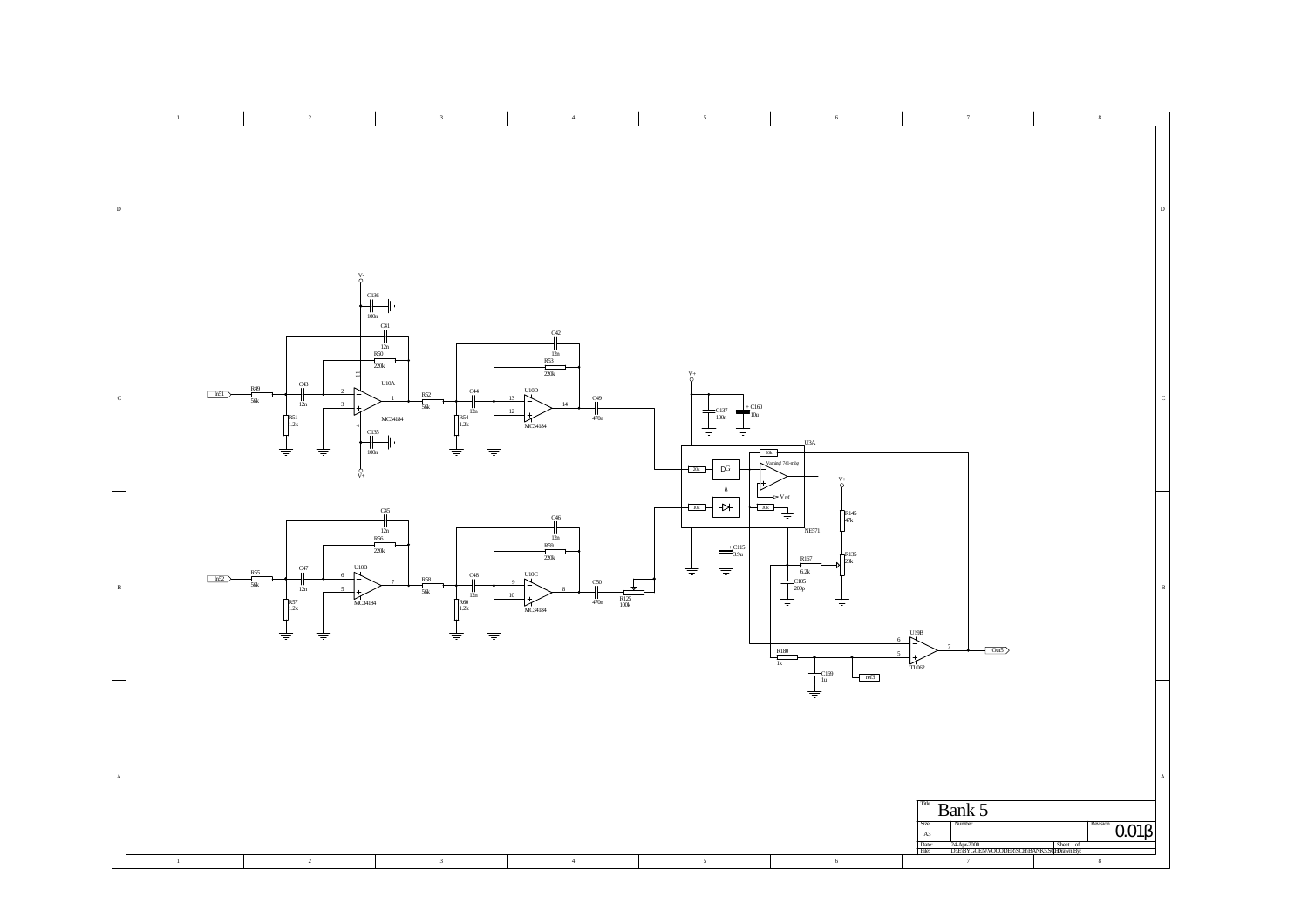# Bank 5

| Size | Number | Revision |
|---|---|---|
| A3 | | 0.01β |

| Date: | 24-Apr-2000 | Sheet of |
|---|---|---|
| File: | D:\EEBYGGE\VOCODER\SCH\BANK5.SCH | Drawn By: |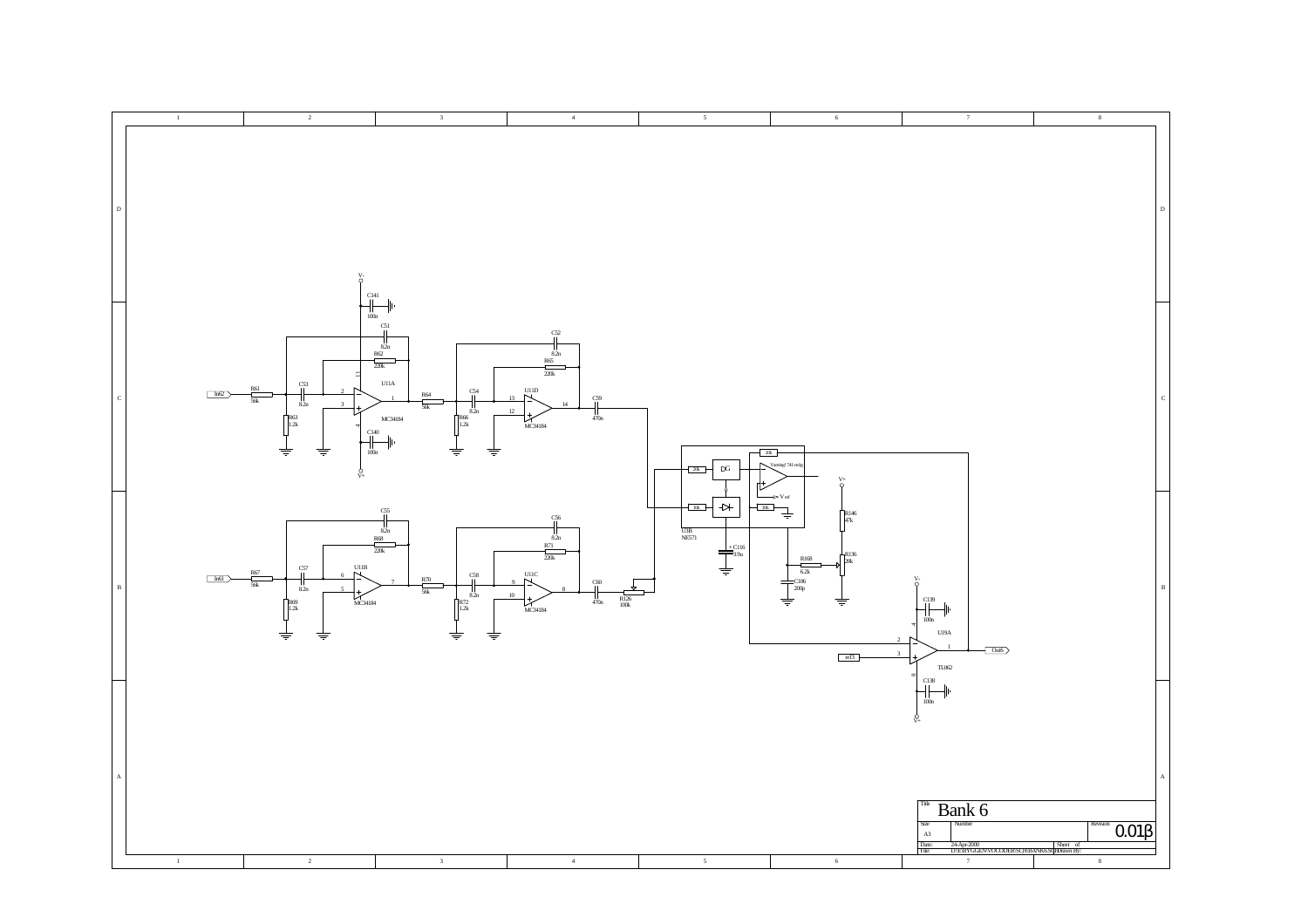# Bank 6

| Title | Bank 6 | |
|---|---|---|
| Size | Number | Revision |
| A3 | | 0.01β |
| Date: | 24-Apr-2000 | Sheet of |
| File: | D:\EBYGGEN\VOCODER\SCH\BANK6.SCH | Drawn By: |

Components: U11A, U11B, U11C, U11D MC34184; U3B NE571; U19A TL062

In62 — R61 56k — C53 8.2n — U11A (R62 220k, C51 8.2n, R63 1.2k) — R64 56k — C54 8.2n — U11D (R65 220k, C52 8.2n, R66 1.2k) — C59 470n

In61 — R67 56k — C57 8.2n — U11B (R68 220k, C55 8.2n, R69 1.2k) — R70 56k — C58 8.2n — U11C (R71 220k, C56 8.2n, R72 1.2k) — C60 470n — R126 100k

U3B NE571: 20k, ΔG, Vanlingf 741-ndg, 10k, 20k, V ref; C116 10u

R146 47k, R136 20k, R168 6.2k, C106 200p

U19A TL062: ref13, Out6; C139 100n, C138 100n, C141 100n, C140 100n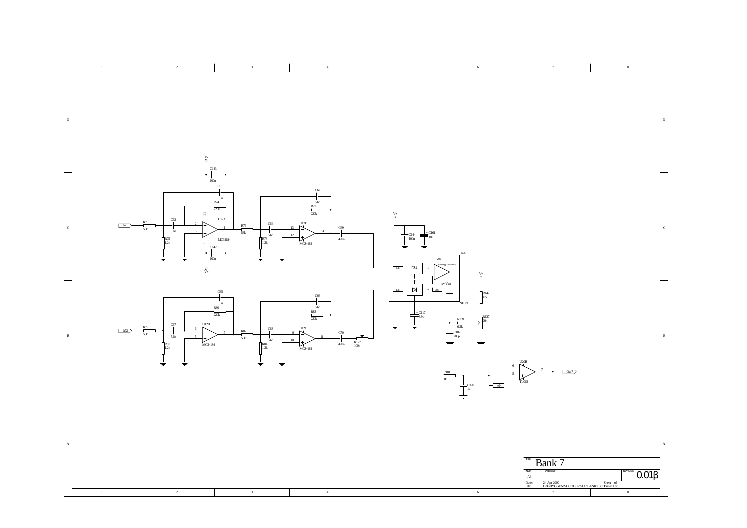| Title | Bank 7 | | |
|---|---|---|---|
| Size | Number | | Revision |
| A3 | | | 0.01β |
| Date: | 24-Apr-2000 | Sheet of | |
| File: | D:\EEBYGGE\VOCODER\SCH\BANK7.SCH | Drawn By: | |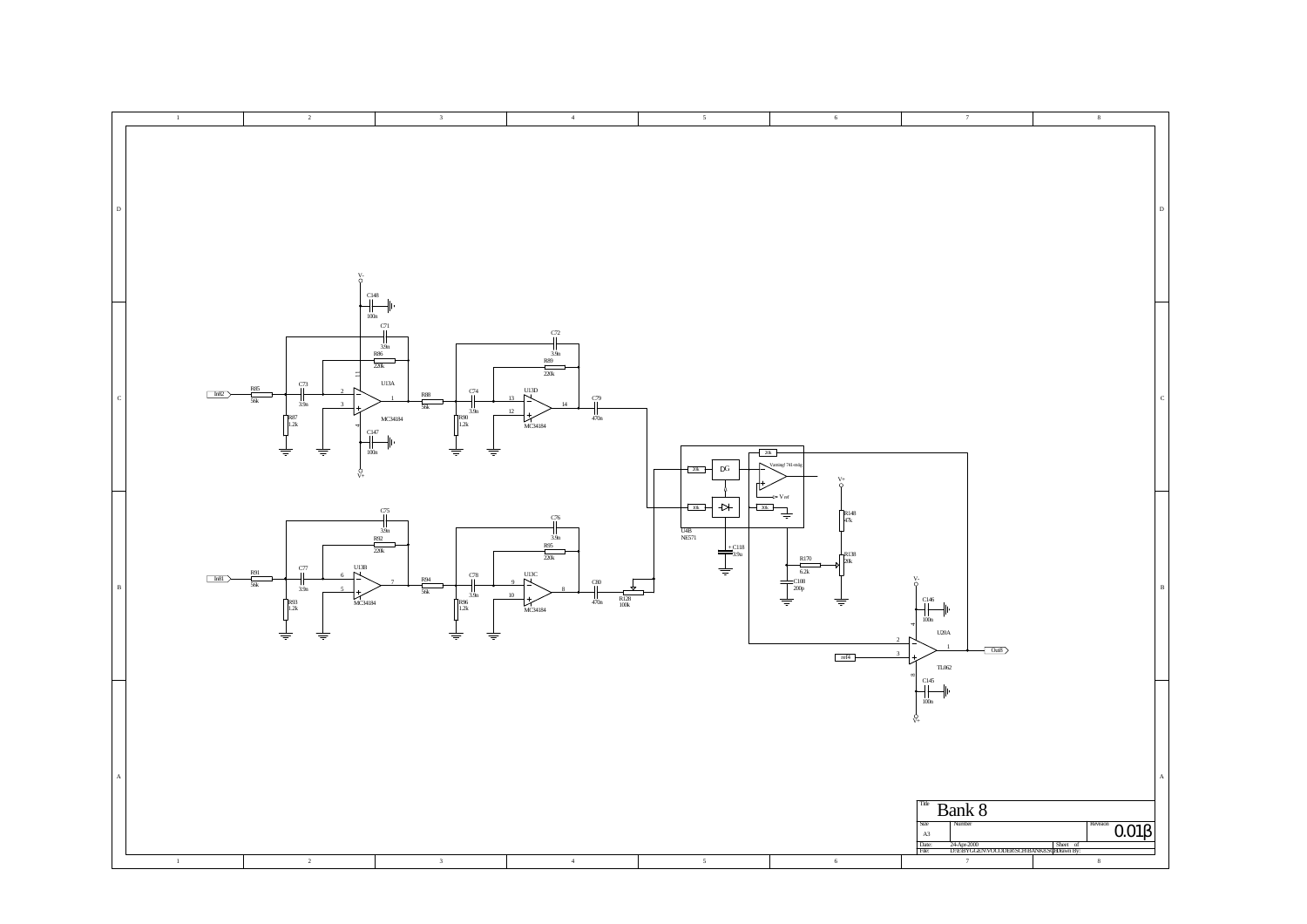# Bank 8

| Title | Bank 8 | | |
|---|---|---|---|
| Size | Number | | Revision |
| A3 | | | 0.01β |
| Date: | 24-Apr-2000 | Sheet of | |
| File: | D:\EEHYGGE\VOCODER\SCH\BANKS.S01 | Drawn By: | |

In82, R85 56k, C73 3.9n, R87 1.2k, U13A MC34184, C71 3.9n, R86 220k, C148 100n, C147 100n, V-, V+, R88 56k, C74 3.9n, R90 1.2k, U13D MC34184, C72 3.9n, R89 220k, C79 470n

In81, R91 56k, C77 3.9n, R93 1.2k, U13B MC34184, C75 3.9n, R92 220k, R94 56k, C78 3.9n, R96 1.2k, U13C MC34184, C76 3.9n, R95 220k, C80 470n, R128 100k

U4B NE571, 20k, ΔG, Vunity/741-eqv, Vref, 10k, 20k, 30k, C118 3.9u, R170 6.2k, C108 200p, R148 47k, R138 20k, V+

U20A TL062, ref4, Out8, C146 100n, C145 100n, V-, V+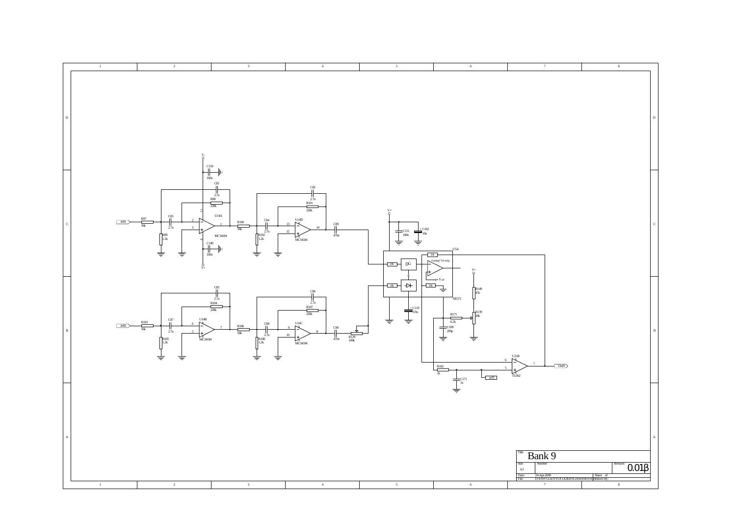Title: Bank 9

| Size | Number | Revision |
| --- | --- | --- |
| A3 | | 0.01β |
| Date: | 24-Apr-2000 | Sheet of |
| File: | D:\EEBYGGEN\VOCODER\SCH\BANK9.SCH | Drawn By: |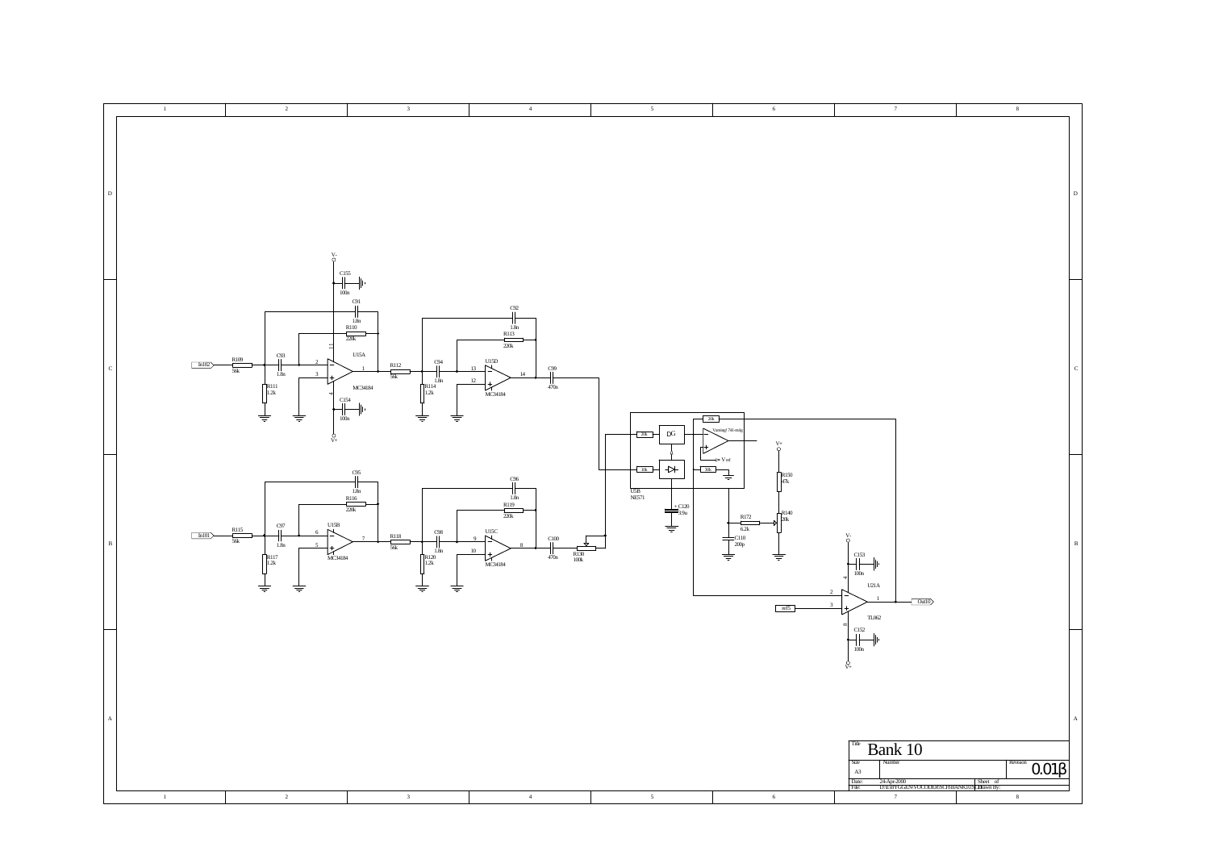# Bank 10

| Title | Bank 10 | | |
|---|---|---|---|
| Size | Number | | Revision |
| A3 | | | 0.01β |
| Date: | 24-Apr-2000 | Sheet of | |
| File: | D:\EHYGGE\VOCODER\SCH\BANK10.SCH | Drawn By: | |

V-, C155 100n, C91 1.8n, R110 220k, C92 1.8n, R113 220k, U15A, U15D, R109 56k, In102, C93 1.8n, R112 56k, C94 1.8n, C99 470n, R111 1.2k, MC34184, R114 1.2k, C154 100n, V+

C95 1.8n, R116 220k, C96 1.8n, R119 220k, U15B, U15C, R115 56k, In101, C97 1.8n, R118 56k, C98 1.8n, C100 470n, R117 1.2k, R120 1.2k, R130 100k

U5B NE571, 20k, ΔG, Varningl 741-mdg, V ref, C120 10u, R150 47k, R140 20k, R172 6.2k, C110 200p

U21A TL062, C153 100n, C152 100n, ref5, Out10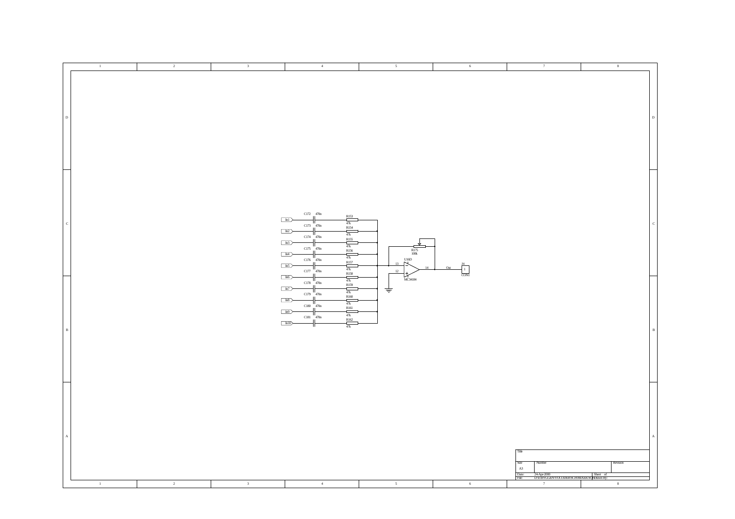In1 C172 470n R153 47k

In2 C173 470n R154 47k

In3 C174 470n R155 47k

In4 C175 470n R156 47k

In5 C176 470n R157 47k

In6 C177 470n R158 47k

In7 C178 470n R159 47k

In8 C179 470n R160 47k

In9 C180 470n R161 47k

In10 C181 470n R162 47k

R175 100k

U16D MC34184 13 12 14

Out

J4 1 CON1

| Title | | |
|---|---|---|
| Size A3 | Number | Revision |
| Date: 24-Apr-2000 | | Sheet of |
| File: D:\EEHYGGE\VOCODER\SCH\MIXER.SCH | | Drawn By: |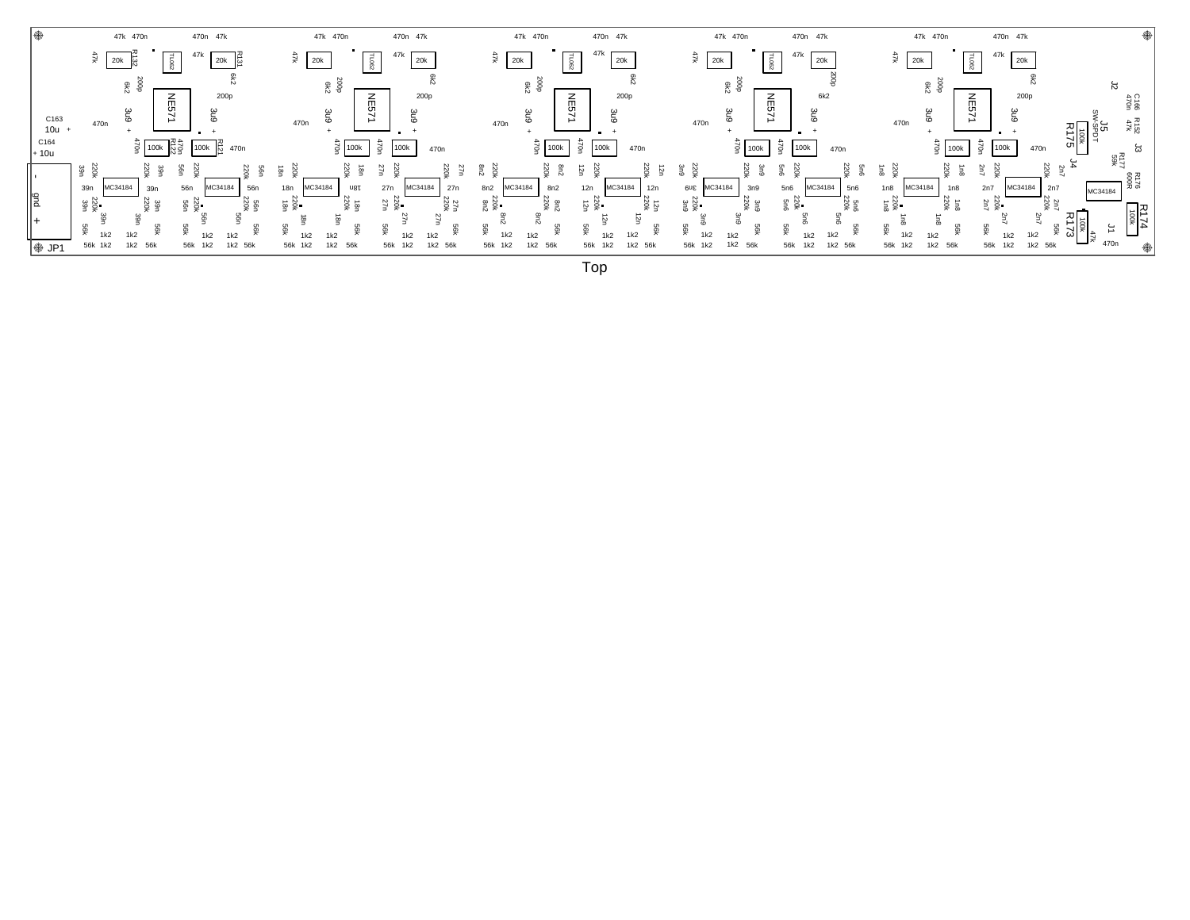Top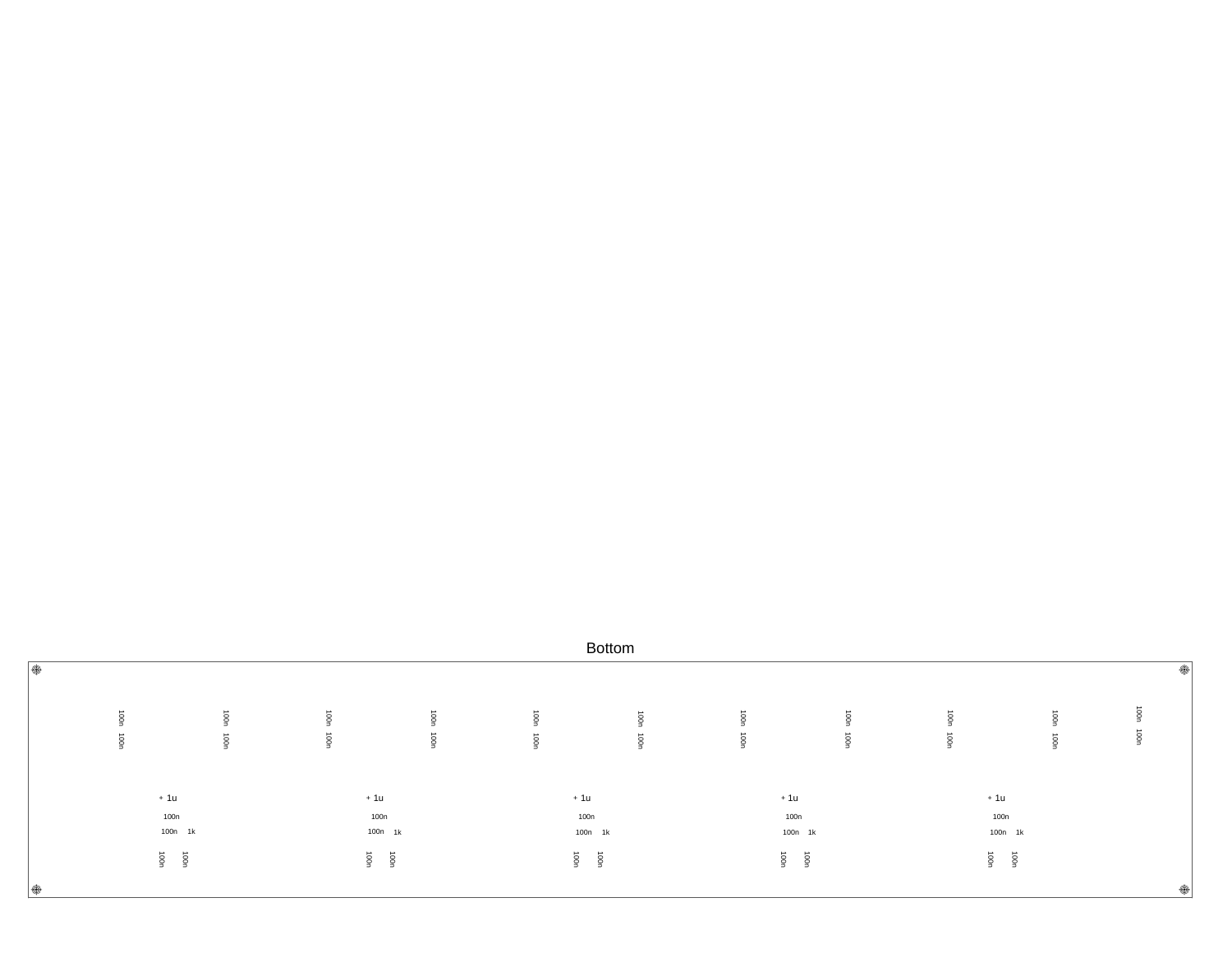Bottom

100n 100n 100n 100n 100n 100n 100n 100n 100n 100n 100n

100n 100n 100n 100n 100n 100n 100n 100n 100n 100n 100n

+ 1u + 1u + 1u + 1u + 1u

100n 100n 100n 100n 100n

100n 1k 100n 1k 100n 1k 100n 1k 100n 1k

100n 100n 100n 100n 100n 100n 100n 100n 100n 100n